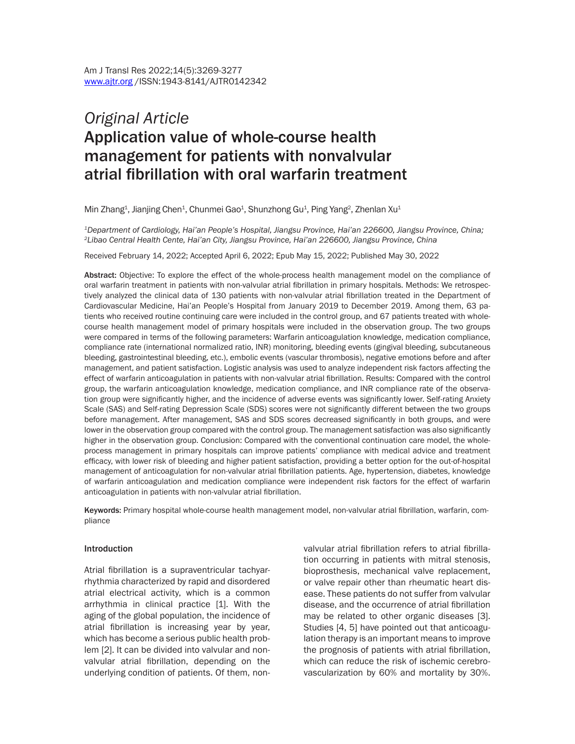*Original Article*

# Application value of whole-course health management for patients with nonvalvular atrial fibrillation with oral warfarin treatment

Min Zhang[1], Jianjing Chen[1], Chunmei Gao[1], Shunzhong Gu[1], Ping Yang[2], Zhenlan Xu[1]

*[1]Department of Cardiology, Hai'an People's Hospital, Jiangsu Province, Hai'an 226600, Jiangsu Province, China; [2]Libao Central Health Cente, Hai'an City, Jiangsu Province, Hai'an 226600, Jiangsu Province, China*

Received February 14, 2022; Accepted April 6, 2022; Epub May 15, 2022; Published May 30, 2022

**Abstract:** Objective: To explore the effect of the whole-process health management model on the compliance of oral warfarin treatment in patients with non-valvular atrial fibrillation in primary hospitals. Methods: We retrospectively analyzed the clinical data of 130 patients with non-valvular atrial fibrillation treated in the Department of Cardiovascular Medicine, Hai'an People's Hospital from January 2019 to December 2019. Among them, 63 patients who received routine continuing care were included in the control group, and 67 patients treated with whole-course health management model of primary hospitals were included in the observation group. The two groups were compared in terms of the following parameters: Warfarin anticoagulation knowledge, medication compliance, compliance rate (international normalized ratio, INR) monitoring, bleeding events (gingival bleeding, subcutaneous bleeding, gastrointestinal bleeding, etc.), embolic events (vascular thrombosis), negative emotions before and after management, and patient satisfaction. Logistic analysis was used to analyze independent risk factors affecting the effect of warfarin anticoagulation in patients with non-valvular atrial fibrillation. Results: Compared with the control group, the warfarin anticoagulation knowledge, medication compliance, and INR compliance rate of the observation group were significantly higher, and the incidence of adverse events was significantly lower. Self-rating Anxiety Scale (SAS) and Self-rating Depression Scale (SDS) scores were not significantly different between the two groups before management. After management, SAS and SDS scores decreased significantly in both groups, and were lower in the observation group compared with the control group. The management satisfaction was also significantly higher in the observation group. Conclusion: Compared with the conventional continuation care model, the whole-process management in primary hospitals can improve patients' compliance with medical advice and treatment efficacy, with lower risk of bleeding and higher patient satisfaction, providing a better option for the out-of-hospital management of anticoagulation for non-valvular atrial fibrillation patients. Age, hypertension, diabetes, knowledge of warfarin anticoagulation and medication compliance were independent risk factors for the effect of warfarin anticoagulation in patients with non-valvular atrial fibrillation.

**Keywords:** Primary hospital whole-course health management model, non-valvular atrial fibrillation, warfarin, compliance

## Introduction

Atrial fibrillation is a supraventricular tachyarrhythmia characterized by rapid and disordered atrial electrical activity, which is a common arrhythmia in clinical practice [1]. With the aging of the global population, the incidence of atrial fibrillation is increasing year by year, which has become a serious public health problem [2]. It can be divided into valvular and nonvalvular atrial fibrillation, depending on the underlying condition of patients. Of them, non-valvular atrial fibrillation refers to atrial fibrillation occurring in patients with mitral stenosis, bioprosthesis, mechanical valve replacement, or valve repair other than rheumatic heart disease. These patients do not suffer from valvular disease, and the occurrence of atrial fibrillation may be related to other organic diseases [3]. Studies [4, 5] have pointed out that anticoagulation therapy is an important means to improve the prognosis of patients with atrial fibrillation, which can reduce the risk of ischemic cerebrovascularization by 60% and mortality by 30%.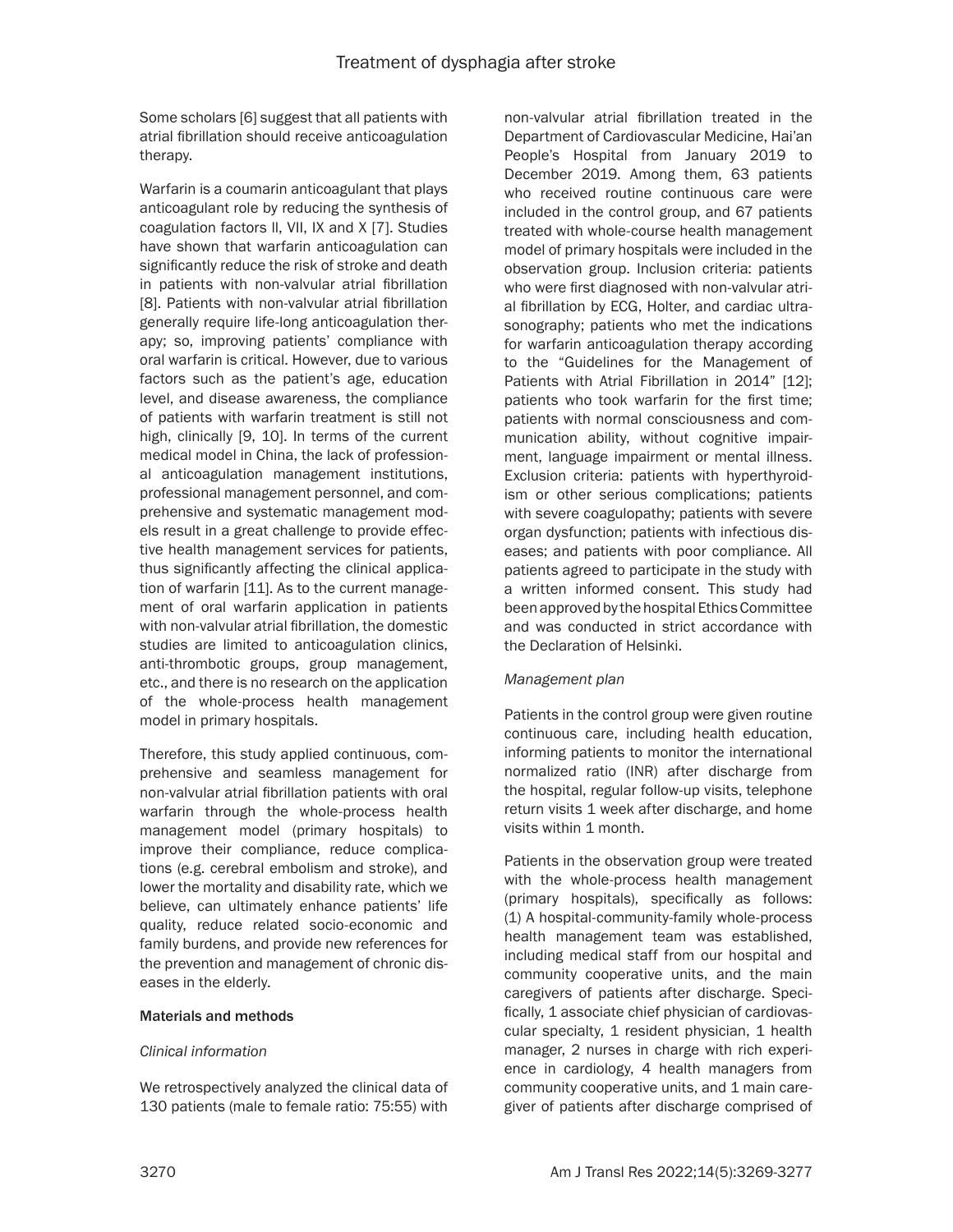Some scholars [6] suggest that all patients with atrial fibrillation should receive anticoagulation therapy.

Warfarin is a coumarin anticoagulant that plays anticoagulant role by reducing the synthesis of coagulation factors II, VII, IX and X [7]. Studies have shown that warfarin anticoagulation can significantly reduce the risk of stroke and death in patients with non-valvular atrial fibrillation [8]. Patients with non-valvular atrial fibrillation generally require life-long anticoagulation therapy; so, improving patients' compliance with oral warfarin is critical. However, due to various factors such as the patient's age, education level, and disease awareness, the compliance of patients with warfarin treatment is still not high, clinically [9, 10]. In terms of the current medical model in China, the lack of professional anticoagulation management institutions, professional management personnel, and comprehensive and systematic management models result in a great challenge to provide effective health management services for patients, thus significantly affecting the clinical application of warfarin [11]. As to the current management of oral warfarin application in patients with non-valvular atrial fibrillation, the domestic studies are limited to anticoagulation clinics, anti-thrombotic groups, group management, etc., and there is no research on the application of the whole-process health management model in primary hospitals.

Therefore, this study applied continuous, comprehensive and seamless management for non-valvular atrial fibrillation patients with oral warfarin through the whole-process health management model (primary hospitals) to improve their compliance, reduce complications (e.g. cerebral embolism and stroke), and lower the mortality and disability rate, which we believe, can ultimately enhance patients' life quality, reduce related socio-economic and family burdens, and provide new references for the prevention and management of chronic diseases in the elderly.

## Materials and methods

### *Clinical information*

We retrospectively analyzed the clinical data of 130 patients (male to female ratio: 75:55) with non-valvular atrial fibrillation treated in the Department of Cardiovascular Medicine, Hai'an People's Hospital from January 2019 to December 2019. Among them, 63 patients who received routine continuous care were included in the control group, and 67 patients treated with whole-course health management model of primary hospitals were included in the observation group. Inclusion criteria: patients who were first diagnosed with non-valvular atrial fibrillation by ECG, Holter, and cardiac ultrasonography; patients who met the indications for warfarin anticoagulation therapy according to the "Guidelines for the Management of Patients with Atrial Fibrillation in 2014" [12]; patients who took warfarin for the first time; patients with normal consciousness and communication ability, without cognitive impairment, language impairment or mental illness. Exclusion criteria: patients with hyperthyroidism or other serious complications; patients with severe coagulopathy; patients with severe organ dysfunction; patients with infectious diseases; and patients with poor compliance. All patients agreed to participate in the study with a written informed consent. This study had been approved by the hospital Ethics Committee and was conducted in strict accordance with the Declaration of Helsinki.

### *Management plan*

Patients in the control group were given routine continuous care, including health education, informing patients to monitor the international normalized ratio (INR) after discharge from the hospital, regular follow-up visits, telephone return visits 1 week after discharge, and home visits within 1 month.

Patients in the observation group were treated with the whole-process health management (primary hospitals), specifically as follows: (1) A hospital-community-family whole-process health management team was established, including medical staff from our hospital and community cooperative units, and the main caregivers of patients after discharge. Specifically, 1 associate chief physician of cardiovascular specialty, 1 resident physician, 1 health manager, 2 nurses in charge with rich experience in cardiology, 4 health managers from community cooperative units, and 1 main caregiver of patients after discharge comprised of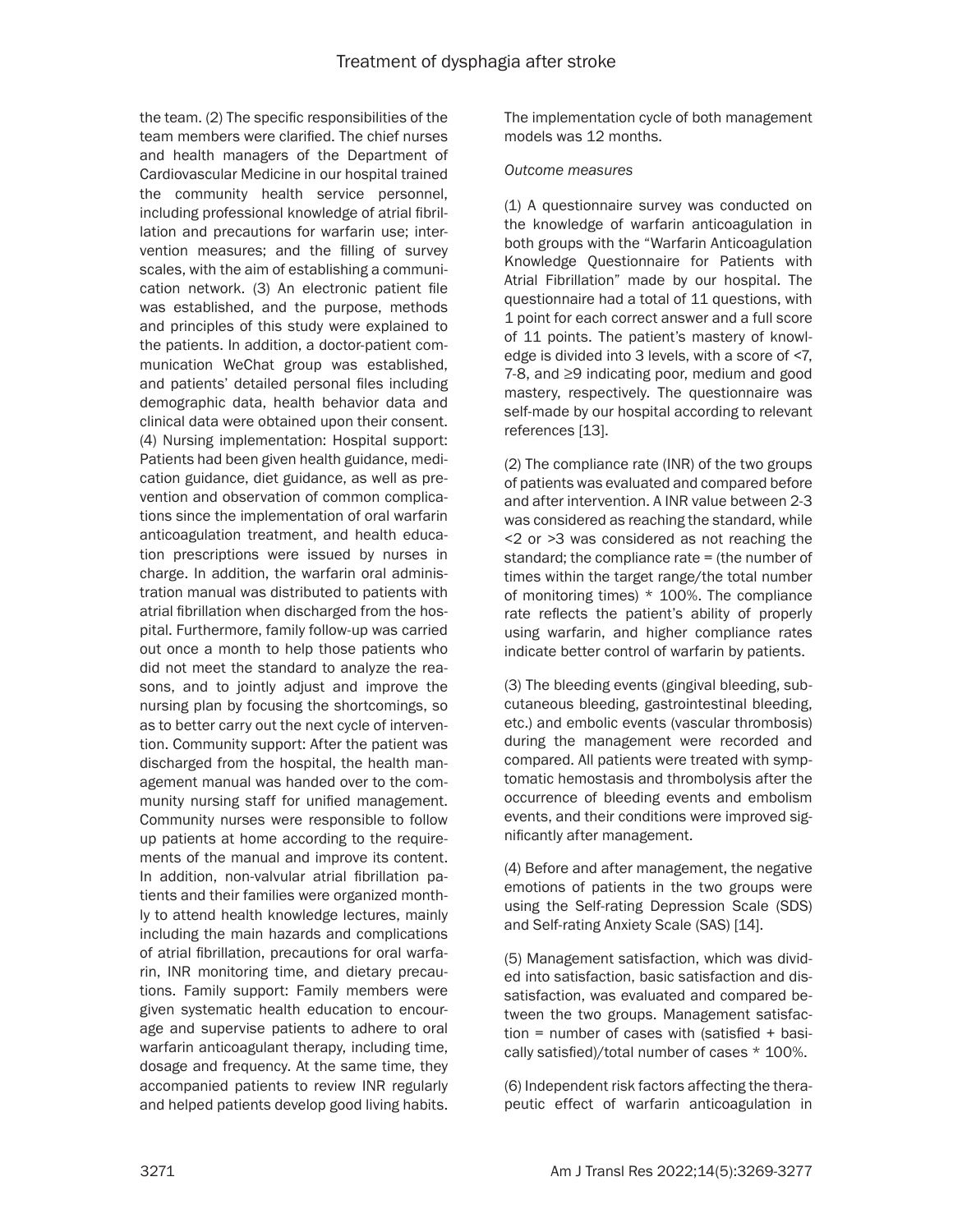the team. (2) The specific responsibilities of the team members were clarified. The chief nurses and health managers of the Department of Cardiovascular Medicine in our hospital trained the community health service personnel, including professional knowledge of atrial fibrillation and precautions for warfarin use; intervention measures; and the filling of survey scales, with the aim of establishing a communication network. (3) An electronic patient file was established, and the purpose, methods and principles of this study were explained to the patients. In addition, a doctor-patient communication WeChat group was established, and patients' detailed personal files including demographic data, health behavior data and clinical data were obtained upon their consent. (4) Nursing implementation: Hospital support: Patients had been given health guidance, medication guidance, diet guidance, as well as prevention and observation of common complications since the implementation of oral warfarin anticoagulation treatment, and health education prescriptions were issued by nurses in charge. In addition, the warfarin oral administration manual was distributed to patients with atrial fibrillation when discharged from the hospital. Furthermore, family follow-up was carried out once a month to help those patients who did not meet the standard to analyze the reasons, and to jointly adjust and improve the nursing plan by focusing the shortcomings, so as to better carry out the next cycle of intervention. Community support: After the patient was discharged from the hospital, the health management manual was handed over to the community nursing staff for unified management. Community nurses were responsible to follow up patients at home according to the requirements of the manual and improve its content. In addition, non-valvular atrial fibrillation patients and their families were organized monthly to attend health knowledge lectures, mainly including the main hazards and complications of atrial fibrillation, precautions for oral warfarin, INR monitoring time, and dietary precautions. Family support: Family members were given systematic health education to encourage and supervise patients to adhere to oral warfarin anticoagulant therapy, including time, dosage and frequency. At the same time, they accompanied patients to review INR regularly and helped patients develop good living habits.

The implementation cycle of both management models was 12 months.

*Outcome measures*

(1) A questionnaire survey was conducted on the knowledge of warfarin anticoagulation in both groups with the "Warfarin Anticoagulation Knowledge Questionnaire for Patients with Atrial Fibrillation" made by our hospital. The questionnaire had a total of 11 questions, with 1 point for each correct answer and a full score of 11 points. The patient's mastery of knowledge is divided into 3 levels, with a score of <7, 7-8, and ≥9 indicating poor, medium and good mastery, respectively. The questionnaire was self-made by our hospital according to relevant references [13].

(2) The compliance rate (INR) of the two groups of patients was evaluated and compared before and after intervention. A INR value between 2-3 was considered as reaching the standard, while <2 or >3 was considered as not reaching the standard; the compliance rate = (the number of times within the target range/the total number of monitoring times) * 100%. The compliance rate reflects the patient's ability of properly using warfarin, and higher compliance rates indicate better control of warfarin by patients.

(3) The bleeding events (gingival bleeding, subcutaneous bleeding, gastrointestinal bleeding, etc.) and embolic events (vascular thrombosis) during the management were recorded and compared. All patients were treated with symptomatic hemostasis and thrombolysis after the occurrence of bleeding events and embolism events, and their conditions were improved significantly after management.

(4) Before and after management, the negative emotions of patients in the two groups were using the Self-rating Depression Scale (SDS) and Self-rating Anxiety Scale (SAS) [14].

(5) Management satisfaction, which was divided into satisfaction, basic satisfaction and dissatisfaction, was evaluated and compared between the two groups. Management satisfaction = number of cases with (satisfied + basically satisfied)/total number of cases * 100%.

(6) Independent risk factors affecting the therapeutic effect of warfarin anticoagulation in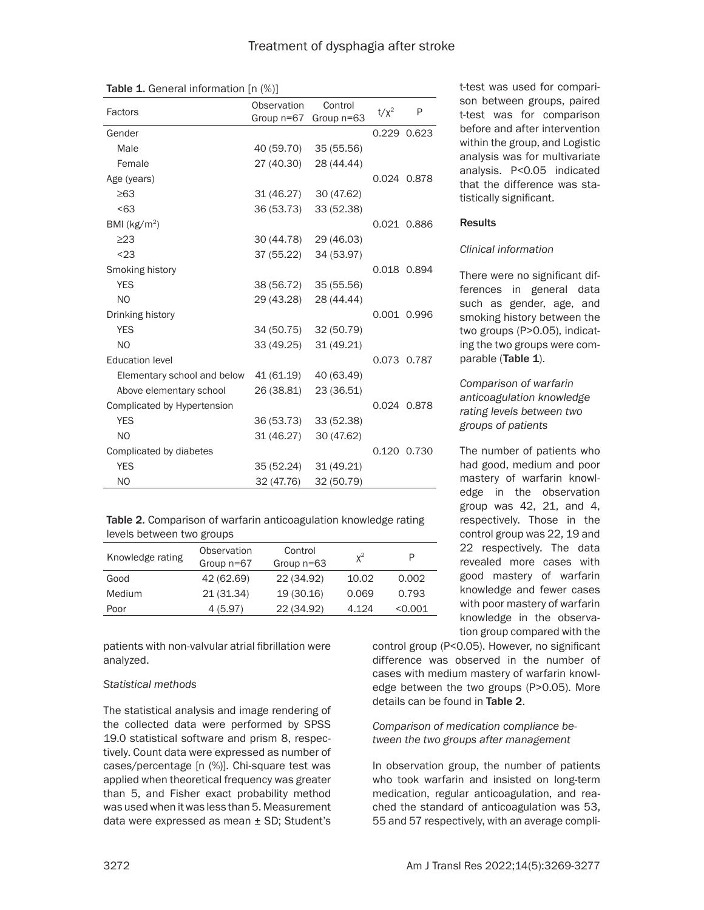Table 1. General information [n (%)]

| Factors | Observation Group n=67 | Control Group n=63 | $t/\chi^2$ | P |
|---|---|---|---|---|
| Gender | | | 0.229 | 0.623 |
| Male | 40 (59.70) | 35 (55.56) | | |
| Female | 27 (40.30) | 28 (44.44) | | |
| Age (years) | | | 0.024 | 0.878 |
| ≥63 | 31 (46.27) | 30 (47.62) | | |
| <63 | 36 (53.73) | 33 (52.38) | | |
| BMI (kg/m$^2$) | | | 0.021 | 0.886 |
| ≥23 | 30 (44.78) | 29 (46.03) | | |
| <23 | 37 (55.22) | 34 (53.97) | | |
| Smoking history | | | 0.018 | 0.894 |
| YES | 38 (56.72) | 35 (55.56) | | |
| NO | 29 (43.28) | 28 (44.44) | | |
| Drinking history | | | 0.001 | 0.996 |
| YES | 34 (50.75) | 32 (50.79) | | |
| NO | 33 (49.25) | 31 (49.21) | | |
| Education level | | | 0.073 | 0.787 |
| Elementary school and below | 41 (61.19) | 40 (63.49) | | |
| Above elementary school | 26 (38.81) | 23 (36.51) | | |
| Complicated by Hypertension | | | 0.024 | 0.878 |
| YES | 36 (53.73) | 33 (52.38) | | |
| NO | 31 (46.27) | 30 (47.62) | | |
| Complicated by diabetes | | | 0.120 | 0.730 |
| YES | 35 (52.24) | 31 (49.21) | | |
| NO | 32 (47.76) | 32 (50.79) | | |

Table 2. Comparison of warfarin anticoagulation knowledge rating levels between two groups

| Knowledge rating | Observation Group n=67 | Control Group n=63 | $\chi^2$ | P |
|---|---|---|---|---|
| Good | 42 (62.69) | 22 (34.92) | 10.02 | 0.002 |
| Medium | 21 (31.34) | 19 (30.16) | 0.069 | 0.793 |
| Poor | 4 (5.97) | 22 (34.92) | 4.124 | <0.001 |

patients with non-valvular atrial fibrillation were analyzed.

*Statistical methods*

The statistical analysis and image rendering of the collected data were performed by SPSS 19.0 statistical software and prism 8, respectively. Count data were expressed as number of cases/percentage [n (%)]. Chi-square test was applied when theoretical frequency was greater than 5, and Fisher exact probability method was used when it was less than 5. Measurement data were expressed as mean ± SD; Student's t-test was used for comparison between groups, paired t-test was for comparison before and after intervention within the group, and Logistic analysis was for multivariate analysis. P<0.05 indicated that the difference was statistically significant.

## Results

*Clinical information*

There were no significant differences in general data such as gender, age, and smoking history between the two groups (P>0.05), indicating the two groups were comparable (**Table 1**).

*Comparison of warfarin anticoagulation knowledge rating levels between two groups of patients*

The number of patients who had good, medium and poor mastery of warfarin knowledge in the observation group was 42, 21, and 4, respectively. Those in the control group was 22, 19 and 22 respectively. The data revealed more cases with good mastery of warfarin knowledge and fewer cases with poor mastery of warfarin knowledge in the observation group compared with the control group (P<0.05). However, no significant difference was observed in the number of cases with medium mastery of warfarin knowledge between the two groups (P>0.05). More details can be found in **Table 2**.

*Comparison of medication compliance between the two groups after management*

In observation group, the number of patients who took warfarin and insisted on long-term medication, regular anticoagulation, and reached the standard of anticoagulation was 53, 55 and 57 respectively, with an average compli-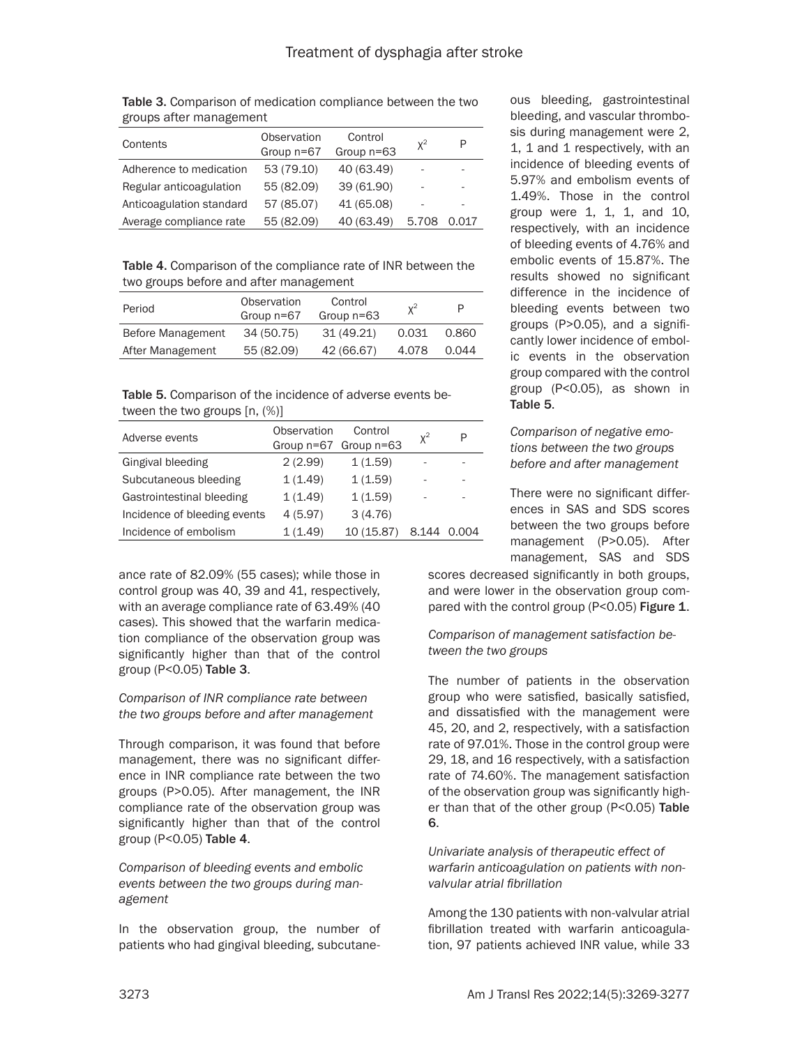Table 3. Comparison of medication compliance between the two groups after management

| Contents | Observation Group n=67 | Control Group n=63 | $\chi^2$ | P |
|---|---|---|---|---|
| Adherence to medication | 53 (79.10) | 40 (63.49) | - | - |
| Regular anticoagulation | 55 (82.09) | 39 (61.90) | - | - |
| Anticoagulation standard | 57 (85.07) | 41 (65.08) | - | - |
| Average compliance rate | 55 (82.09) | 40 (63.49) | 5.708 | 0.017 |

Table 4. Comparison of the compliance rate of INR between the two groups before and after management

| Period | Observation Group n=67 | Control Group n=63 | $\chi^2$ | P |
|---|---|---|---|---|
| Before Management | 34 (50.75) | 31 (49.21) | 0.031 | 0.860 |
| After Management | 55 (82.09) | 42 (66.67) | 4.078 | 0.044 |

Table 5. Comparison of the incidence of adverse events between the two groups [n, (%)]

| Adverse events | Observation Group n=67 | Control Group n=63 | $\chi^2$ | P |
|---|---|---|---|---|
| Gingival bleeding | 2 (2.99) | 1 (1.59) | - | - |
| Subcutaneous bleeding | 1 (1.49) | 1 (1.59) | - | - |
| Gastrointestinal bleeding | 1 (1.49) | 1 (1.59) | - | - |
| Incidence of bleeding events | 4 (5.97) | 3 (4.76) | | |
| Incidence of embolism | 1 (1.49) | 10 (15.87) | 8.144 | 0.004 |

ance rate of 82.09% (55 cases); while those in control group was 40, 39 and 41, respectively, with an average compliance rate of 63.49% (40 cases). This showed that the warfarin medication compliance of the observation group was significantly higher than that of the control group (P<0.05) **Table 3**.

*Comparison of INR compliance rate between the two groups before and after management*

Through comparison, it was found that before management, there was no significant difference in INR compliance rate between the two groups (P>0.05). After management, the INR compliance rate of the observation group was significantly higher than that of the control group (P<0.05) **Table 4**.

*Comparison of bleeding events and embolic events between the two groups during management*

In the observation group, the number of patients who had gingival bleeding, subcutaneous bleeding, gastrointestinal bleeding, and vascular thrombosis during management were 2, 1, 1 and 1 respectively, with an incidence of bleeding events of 5.97% and embolism events of 1.49%. Those in the control group were 1, 1, 1, and 10, respectively, with an incidence of bleeding events of 4.76% and embolic events of 15.87%. The results showed no significant difference in the incidence of bleeding events between two groups (P>0.05), and a significantly lower incidence of embolic events in the observation group compared with the control group (P<0.05), as shown in **Table 5**.

*Comparison of negative emotions between the two groups before and after management*

There were no significant differences in SAS and SDS scores between the two groups before management (P>0.05). After management, SAS and SDS scores decreased significantly in both groups, and were lower in the observation group compared with the control group (P<0.05) **Figure 1**.

*Comparison of management satisfaction between the two groups*

The number of patients in the observation group who were satisfied, basically satisfied, and dissatisfied with the management were 45, 20, and 2, respectively, with a satisfaction rate of 97.01%. Those in the control group were 29, 18, and 16 respectively, with a satisfaction rate of 74.60%. The management satisfaction of the observation group was significantly higher than that of the other group (P<0.05) **Table 6**.

*Univariate analysis of therapeutic effect of warfarin anticoagulation on patients with non-valvular atrial fibrillation*

Among the 130 patients with non-valvular atrial fibrillation treated with warfarin anticoagulation, 97 patients achieved INR value, while 33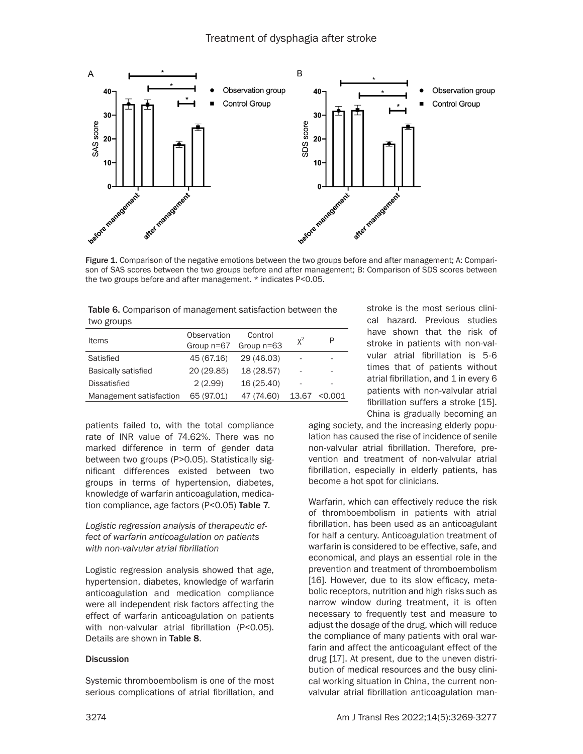Figure 1. Comparison of the negative emotions between the two groups before and after management; A: Comparison of SAS scores between the two groups before and after management; B: Comparison of SDS scores between the two groups before and after management. * indicates P<0.05.

Table 6. Comparison of management satisfaction between the two groups

| Items | Observation Group n=67 | Control Group n=63 | $\chi^2$ | P |
|---|---|---|---|---|
| Satisfied | 45 (67.16) | 29 (46.03) | - | - |
| Basically satisfied | 20 (29.85) | 18 (28.57) | - | - |
| Dissatisfied | 2 (2.99) | 16 (25.40) | - | - |
| Management satisfaction | 65 (97.01) | 47 (74.60) | 13.67 | <0.001 |

patients failed to, with the total compliance rate of INR value of 74.62%. There was no marked difference in term of gender data between two groups (P>0.05). Statistically significant differences existed between two groups in terms of hypertension, diabetes, knowledge of warfarin anticoagulation, medication compliance, age factors (P<0.05) **Table 7**.

*Logistic regression analysis of therapeutic effect of warfarin anticoagulation on patients with non-valvular atrial fibrillation*

Logistic regression analysis showed that age, hypertension, diabetes, knowledge of warfarin anticoagulation and medication compliance were all independent risk factors affecting the effect of warfarin anticoagulation on patients with non-valvular atrial fibrillation (P<0.05). Details are shown in **Table 8**.

## Discussion

Systemic thromboembolism is one of the most serious complications of atrial fibrillation, and stroke is the most serious clinical hazard. Previous studies have shown that the risk of stroke in patients with non-valvular atrial fibrillation is 5-6 times that of patients without atrial fibrillation, and 1 in every 6 patients with non-valvular atrial fibrillation suffers a stroke [15]. China is gradually becoming an aging society, and the increasing elderly population has caused the rise of incidence of senile non-valvular atrial fibrillation. Therefore, prevention and treatment of non-valvular atrial fibrillation, especially in elderly patients, has become a hot spot for clinicians.

Warfarin, which can effectively reduce the risk of thromboembolism in patients with atrial fibrillation, has been used as an anticoagulant for half a century. Anticoagulation treatment of warfarin is considered to be effective, safe, and economical, and plays an essential role in the prevention and treatment of thromboembolism [16]. However, due to its slow efficacy, metabolic receptors, nutrition and high risks such as narrow window during treatment, it is often necessary to frequently test and measure to adjust the dosage of the drug, which will reduce the compliance of many patients with oral warfarin and affect the anticoagulant effect of the drug [17]. At present, due to the uneven distribution of medical resources and the busy clinical working situation in China, the current non-valvular atrial fibrillation anticoagulation man-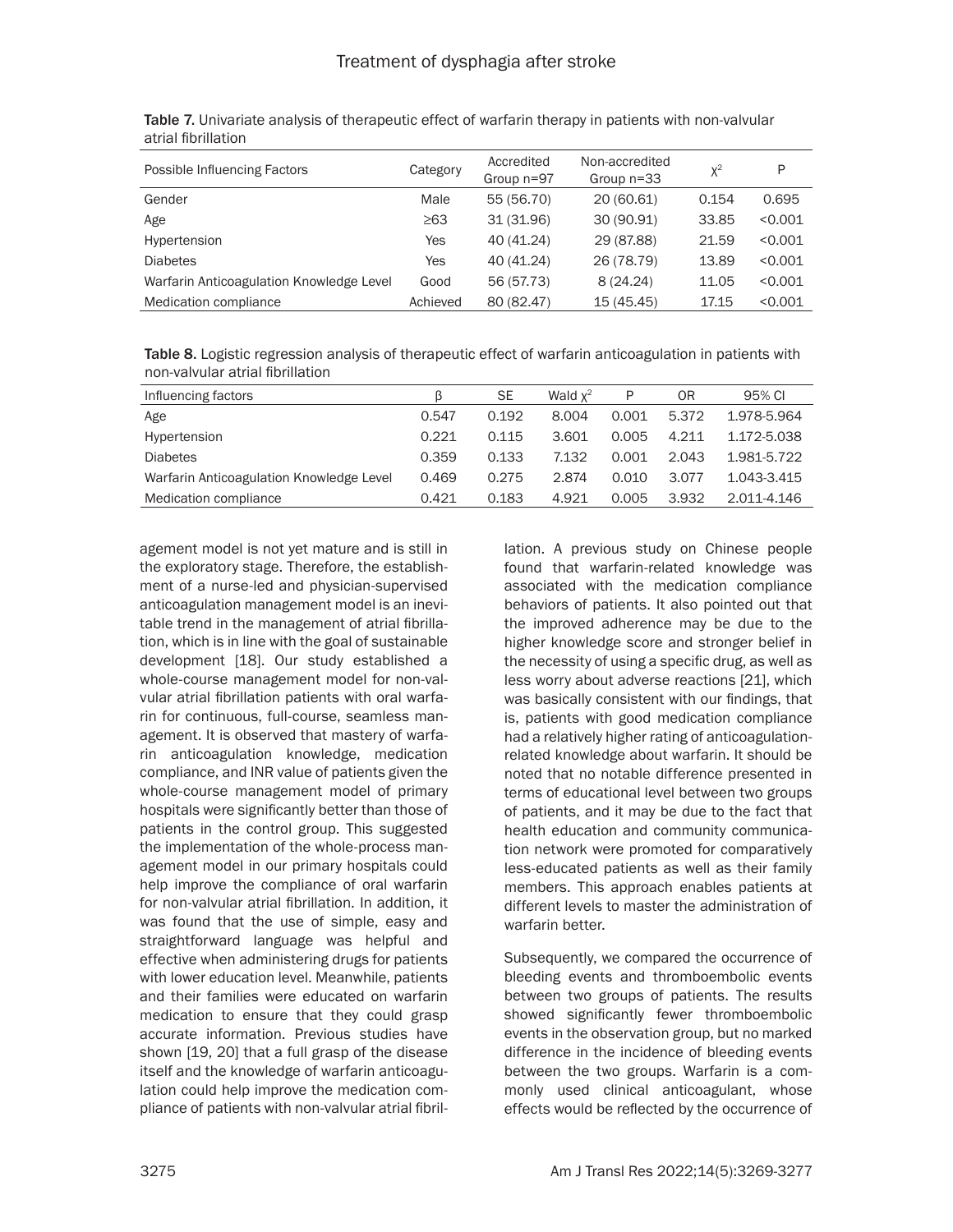Table 7. Univariate analysis of therapeutic effect of warfarin therapy in patients with non-valvular atrial fibrillation

| Possible Influencing Factors | Category | Accredited Group n=97 | Non-accredited Group n=33 | $\chi^2$ | P |
|---|---|---|---|---|---|
| Gender | Male | 55 (56.70) | 20 (60.61) | 0.154 | 0.695 |
| Age | ≥63 | 31 (31.96) | 30 (90.91) | 33.85 | <0.001 |
| Hypertension | Yes | 40 (41.24) | 29 (87.88) | 21.59 | <0.001 |
| Diabetes | Yes | 40 (41.24) | 26 (78.79) | 13.89 | <0.001 |
| Warfarin Anticoagulation Knowledge Level | Good | 56 (57.73) | 8 (24.24) | 11.05 | <0.001 |
| Medication compliance | Achieved | 80 (82.47) | 15 (45.45) | 17.15 | <0.001 |

Table 8. Logistic regression analysis of therapeutic effect of warfarin anticoagulation in patients with non-valvular atrial fibrillation

| Influencing factors | β | SE | Wald $\chi^2$ | P | OR | 95% CI |
|---|---|---|---|---|---|---|
| Age | 0.547 | 0.192 | 8.004 | 0.001 | 5.372 | 1.978-5.964 |
| Hypertension | 0.221 | 0.115 | 3.601 | 0.005 | 4.211 | 1.172-5.038 |
| Diabetes | 0.359 | 0.133 | 7.132 | 0.001 | 2.043 | 1.981-5.722 |
| Warfarin Anticoagulation Knowledge Level | 0.469 | 0.275 | 2.874 | 0.010 | 3.077 | 1.043-3.415 |
| Medication compliance | 0.421 | 0.183 | 4.921 | 0.005 | 3.932 | 2.011-4.146 |

agement model is not yet mature and is still in the exploratory stage. Therefore, the establishment of a nurse-led and physician-supervised anticoagulation management model is an inevitable trend in the management of atrial fibrillation, which is in line with the goal of sustainable development [18]. Our study established a whole-course management model for non-valvular atrial fibrillation patients with oral warfarin for continuous, full-course, seamless management. It is observed that mastery of warfarin anticoagulation knowledge, medication compliance, and INR value of patients given the whole-course management model of primary hospitals were significantly better than those of patients in the control group. This suggested the implementation of the whole-process management model in our primary hospitals could help improve the compliance of oral warfarin for non-valvular atrial fibrillation. In addition, it was found that the use of simple, easy and straightforward language was helpful and effective when administering drugs for patients with lower education level. Meanwhile, patients and their families were educated on warfarin medication to ensure that they could grasp accurate information. Previous studies have shown [19, 20] that a full grasp of the disease itself and the knowledge of warfarin anticoagulation could help improve the medication compliance of patients with non-valvular atrial fibrillation. A previous study on Chinese people found that warfarin-related knowledge was associated with the medication compliance behaviors of patients. It also pointed out that the improved adherence may be due to the higher knowledge score and stronger belief in the necessity of using a specific drug, as well as less worry about adverse reactions [21], which was basically consistent with our findings, that is, patients with good medication compliance had a relatively higher rating of anticoagulation-related knowledge about warfarin. It should be noted that no notable difference presented in terms of educational level between two groups of patients, and it may be due to the fact that health education and community communication network were promoted for comparatively less-educated patients as well as their family members. This approach enables patients at different levels to master the administration of warfarin better.

Subsequently, we compared the occurrence of bleeding events and thromboembolic events between two groups of patients. The results showed significantly fewer thromboembolic events in the observation group, but no marked difference in the incidence of bleeding events between the two groups. Warfarin is a commonly used clinical anticoagulant, whose effects would be reflected by the occurrence of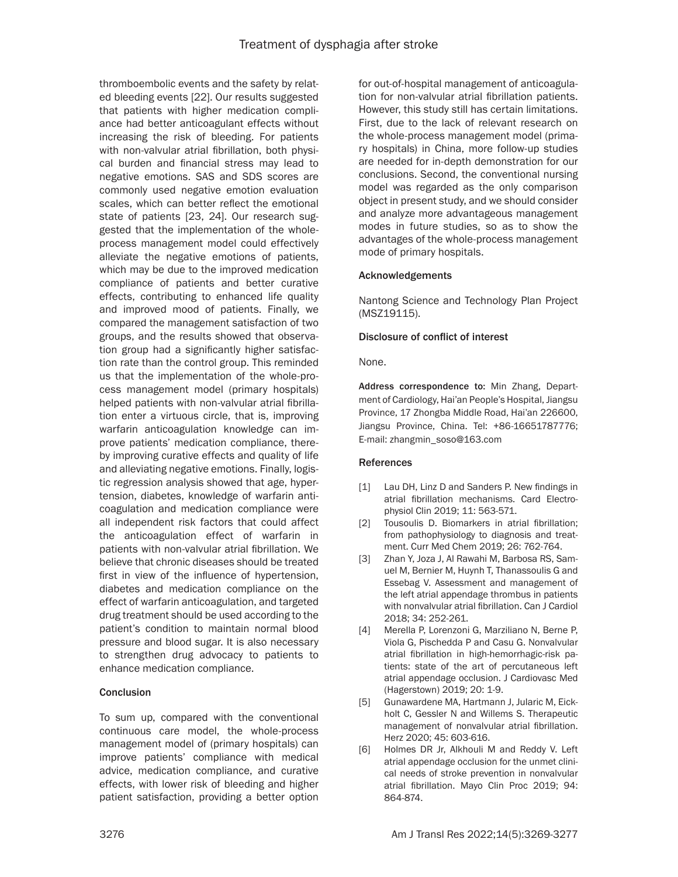thromboembolic events and the safety by related bleeding events [22]. Our results suggested that patients with higher medication compliance had better anticoagulant effects without increasing the risk of bleeding. For patients with non-valvular atrial fibrillation, both physical burden and financial stress may lead to negative emotions. SAS and SDS scores are commonly used negative emotion evaluation scales, which can better reflect the emotional state of patients [23, 24]. Our research suggested that the implementation of the whole-process management model could effectively alleviate the negative emotions of patients, which may be due to the improved medication compliance of patients and better curative effects, contributing to enhanced life quality and improved mood of patients. Finally, we compared the management satisfaction of two groups, and the results showed that observation group had a significantly higher satisfaction rate than the control group. This reminded us that the implementation of the whole-process management model (primary hospitals) helped patients with non-valvular atrial fibrillation enter a virtuous circle, that is, improving warfarin anticoagulation knowledge can improve patients' medication compliance, thereby improving curative effects and quality of life and alleviating negative emotions. Finally, logistic regression analysis showed that age, hypertension, diabetes, knowledge of warfarin anticoagulation and medication compliance were all independent risk factors that could affect the anticoagulation effect of warfarin in patients with non-valvular atrial fibrillation. We believe that chronic diseases should be treated first in view of the influence of hypertension, diabetes and medication compliance on the effect of warfarin anticoagulation, and targeted drug treatment should be used according to the patient's condition to maintain normal blood pressure and blood sugar. It is also necessary to strengthen drug advocacy to patients to enhance medication compliance.

## Conclusion

To sum up, compared with the conventional continuous care model, the whole-process management model of (primary hospitals) can improve patients' compliance with medical advice, medication compliance, and curative effects, with lower risk of bleeding and higher patient satisfaction, providing a better option for out-of-hospital management of anticoagulation for non-valvular atrial fibrillation patients. However, this study still has certain limitations. First, due to the lack of relevant research on the whole-process management model (primary hospitals) in China, more follow-up studies are needed for in-depth demonstration for our conclusions. Second, the conventional nursing model was regarded as the only comparison object in present study, and we should consider and analyze more advantageous management modes in future studies, so as to show the advantages of the whole-process management mode of primary hospitals.

## Acknowledgements

Nantong Science and Technology Plan Project (MSZ19115).

## Disclosure of conflict of interest

None.

**Address correspondence to:** Min Zhang, Department of Cardiology, Hai'an People's Hospital, Jiangsu Province, 17 Zhongba Middle Road, Hai'an 226600, Jiangsu Province, China. Tel: +86-16651787776; E-mail: zhangmin_soso@163.com

## References

[1] Lau DH, Linz D and Sanders P. New findings in atrial fibrillation mechanisms. Card Electrophysiol Clin 2019; 11: 563-571.

[2] Tousoulis D. Biomarkers in atrial fibrillation; from pathophysiology to diagnosis and treatment. Curr Med Chem 2019; 26: 762-764.

[3] Zhan Y, Joza J, Al Rawahi M, Barbosa RS, Samuel M, Bernier M, Huynh T, Thanassoulis G and Essebag V. Assessment and management of the left atrial appendage thrombus in patients with nonvalvular atrial fibrillation. Can J Cardiol 2018; 34: 252-261.

[4] Merella P, Lorenzoni G, Marziliano N, Berne P, Viola G, Pischedda P and Casu G. Nonvalvular atrial fibrillation in high-hemorrhagic-risk patients: state of the art of percutaneous left atrial appendage occlusion. J Cardiovasc Med (Hagerstown) 2019; 20: 1-9.

[5] Gunawardene MA, Hartmann J, Jularic M, Eickholt C, Gessler N and Willems S. Therapeutic management of nonvalvular atrial fibrillation. Herz 2020; 45: 603-616.

[6] Holmes DR Jr, Alkhouli M and Reddy V. Left atrial appendage occlusion for the unmet clinical needs of stroke prevention in nonvalvular atrial fibrillation. Mayo Clin Proc 2019; 94: 864-874.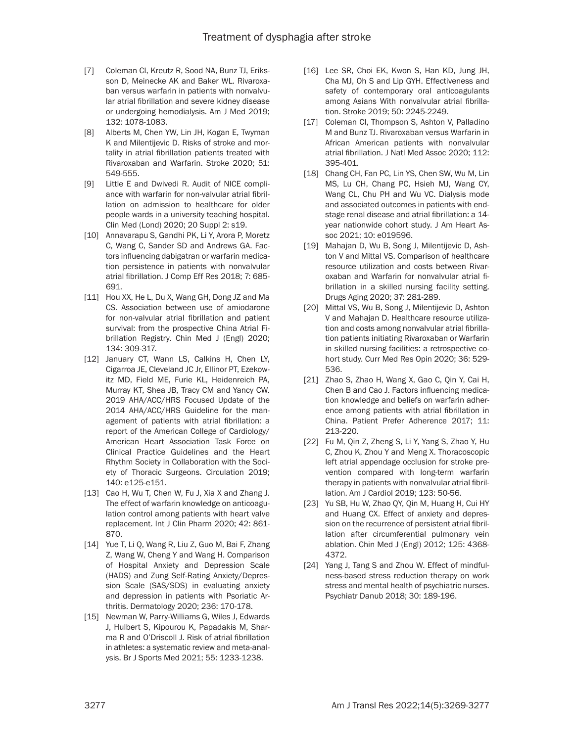[7] Coleman CI, Kreutz R, Sood NA, Bunz TJ, Eriksson D, Meinecke AK and Baker WL. Rivaroxaban versus warfarin in patients with nonvalvular atrial fibrillation and severe kidney disease or undergoing hemodialysis. Am J Med 2019; 132: 1078-1083.

[8] Alberts M, Chen YW, Lin JH, Kogan E, Twyman K and Milentijevic D. Risks of stroke and mortality in atrial fibrillation patients treated with Rivaroxaban and Warfarin. Stroke 2020; 51: 549-555.

[9] Little E and Dwivedi R. Audit of NICE compliance with warfarin for non-valvular atrial fibrillation on admission to healthcare for older people wards in a university teaching hospital. Clin Med (Lond) 2020; 20 Suppl 2: s19.

[10] Annavarapu S, Gandhi PK, Li Y, Arora P, Moretz C, Wang C, Sander SD and Andrews GA. Factors influencing dabigatran or warfarin medication persistence in patients with nonvalvular atrial fibrillation. J Comp Eff Res 2018; 7: 685-691.

[11] Hou XX, He L, Du X, Wang GH, Dong JZ and Ma CS. Association between use of amiodarone for non-valvular atrial fibrillation and patient survival: from the prospective China Atrial Fibrillation Registry. Chin Med J (Engl) 2020; 134: 309-317.

[12] January CT, Wann LS, Calkins H, Chen LY, Cigarroa JE, Cleveland JC Jr, Ellinor PT, Ezekowitz MD, Field ME, Furie KL, Heidenreich PA, Murray KT, Shea JB, Tracy CM and Yancy CW. 2019 AHA/ACC/HRS Focused Update of the 2014 AHA/ACC/HRS Guideline for the management of patients with atrial fibrillation: a report of the American College of Cardiology/American Heart Association Task Force on Clinical Practice Guidelines and the Heart Rhythm Society in Collaboration with the Society of Thoracic Surgeons. Circulation 2019; 140: e125-e151.

[13] Cao H, Wu T, Chen W, Fu J, Xia X and Zhang J. The effect of warfarin knowledge on anticoagulation control among patients with heart valve replacement. Int J Clin Pharm 2020; 42: 861-870.

[14] Yue T, Li Q, Wang R, Liu Z, Guo M, Bai F, Zhang Z, Wang W, Cheng Y and Wang H. Comparison of Hospital Anxiety and Depression Scale (HADS) and Zung Self-Rating Anxiety/Depression Scale (SAS/SDS) in evaluating anxiety and depression in patients with Psoriatic Arthritis. Dermatology 2020; 236: 170-178.

[15] Newman W, Parry-Williams G, Wiles J, Edwards J, Hulbert S, Kipourou K, Papadakis M, Sharma R and O'Driscoll J. Risk of atrial fibrillation in athletes: a systematic review and meta-analysis. Br J Sports Med 2021; 55: 1233-1238.

[16] Lee SR, Choi EK, Kwon S, Han KD, Jung JH, Cha MJ, Oh S and Lip GYH. Effectiveness and safety of contemporary oral anticoagulants among Asians With nonvalvular atrial fibrillation. Stroke 2019; 50: 2245-2249.

[17] Coleman CI, Thompson S, Ashton V, Palladino M and Bunz TJ. Rivaroxaban versus Warfarin in African American patients with nonvalvular atrial fibrillation. J Natl Med Assoc 2020; 112: 395-401.

[18] Chang CH, Fan PC, Lin YS, Chen SW, Wu M, Lin MS, Lu CH, Chang PC, Hsieh MJ, Wang CY, Wang CL, Chu PH and Wu VC. Dialysis mode and associated outcomes in patients with end-stage renal disease and atrial fibrillation: a 14-year nationwide cohort study. J Am Heart Assoc 2021; 10: e019596.

[19] Mahajan D, Wu B, Song J, Milentijevic D, Ashton V and Mittal VS. Comparison of healthcare resource utilization and costs between Rivaroxaban and Warfarin for nonvalvular atrial fibrillation in a skilled nursing facility setting. Drugs Aging 2020; 37: 281-289.

[20] Mittal VS, Wu B, Song J, Milentijevic D, Ashton V and Mahajan D. Healthcare resource utilization and costs among nonvalvular atrial fibrillation patients initiating Rivaroxaban or Warfarin in skilled nursing facilities: a retrospective cohort study. Curr Med Res Opin 2020; 36: 529-536.

[21] Zhao S, Zhao H, Wang X, Gao C, Qin Y, Cai H, Chen B and Cao J. Factors influencing medication knowledge and beliefs on warfarin adherence among patients with atrial fibrillation in China. Patient Prefer Adherence 2017; 11: 213-220.

[22] Fu M, Qin Z, Zheng S, Li Y, Yang S, Zhao Y, Hu C, Zhou K, Zhou Y and Meng X. Thoracoscopic left atrial appendage occlusion for stroke prevention compared with long-term warfarin therapy in patients with nonvalvular atrial fibrillation. Am J Cardiol 2019; 123: 50-56.

[23] Yu SB, Hu W, Zhao QY, Qin M, Huang H, Cui HY and Huang CX. Effect of anxiety and depression on the recurrence of persistent atrial fibrillation after circumferential pulmonary vein ablation. Chin Med J (Engl) 2012; 125: 4368-4372.

[24] Yang J, Tang S and Zhou W. Effect of mindfulness-based stress reduction therapy on work stress and mental health of psychiatric nurses. Psychiatr Danub 2018; 30: 189-196.